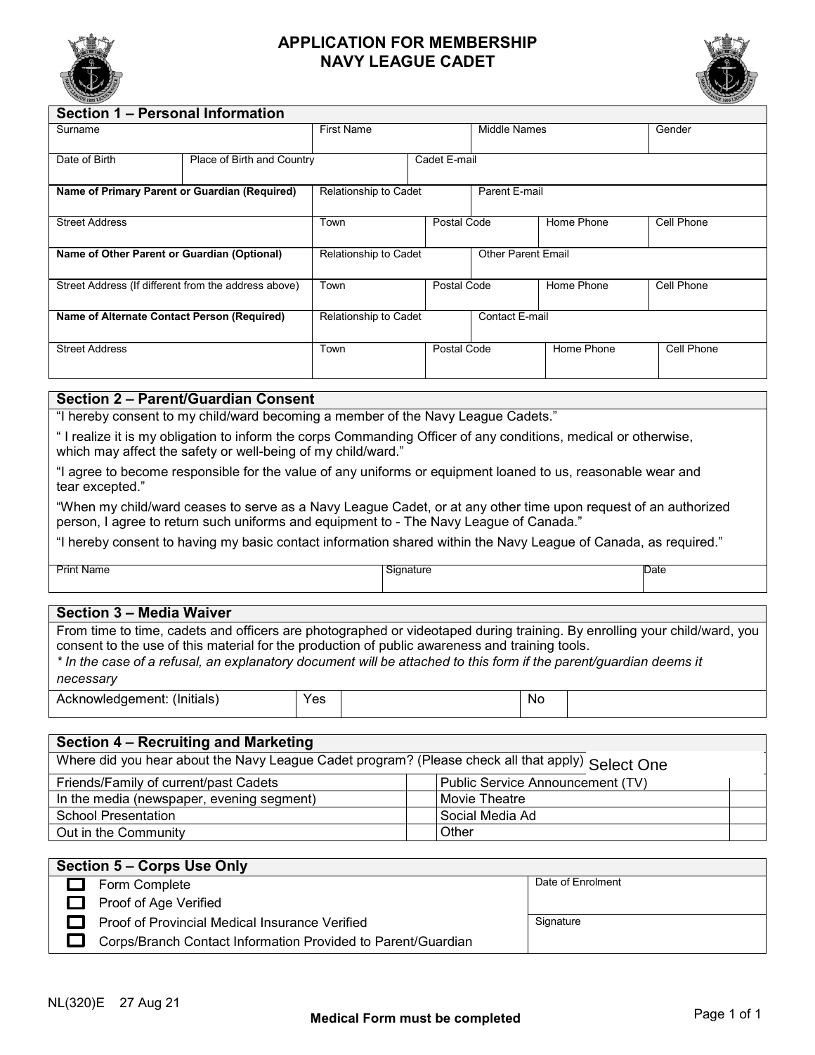# APPLICATION FOR MEMBERSHIP
# NAVY LEAGUE CADET

## Section 1 – Personal Information

| Surname | First Name | Middle Names | Gender |
|---|---|---|---|
| | | | |

| Date of Birth | Place of Birth and Country | Cadet E-mail |
|---|---|---|
| | | |

| **Name of Primary Parent or Guardian (Required)** | Relationship to Cadet | Parent E-mail |
|---|---|---|
| | | |

| Street Address | Town | Postal Code | Home Phone | Cell Phone |
|---|---|---|---|---|
| | | | | |

| **Name of Other Parent or Guardian (Optional)** | Relationship to Cadet | Other Parent Email |
|---|---|---|
| | | |

| Street Address (If different from the address above) | Town | Postal Code | Home Phone | Cell Phone |
|---|---|---|---|---|
| | | | | |

| **Name of Alternate Contact Person (Required)** | Relationship to Cadet | Contact E-mail |
|---|---|---|
| | | |

| Street Address | Town | Postal Code | Home Phone | Cell Phone |
|---|---|---|---|---|
| | | | | |

## Section 2 – Parent/Guardian Consent

"I hereby consent to my child/ward becoming a member of the Navy League Cadets."

" I realize it is my obligation to inform the corps Commanding Officer of any conditions, medical or otherwise, which may affect the safety or well-being of my child/ward."

"I agree to become responsible for the value of any uniforms or equipment loaned to us, reasonable wear and tear excepted."

"When my child/ward ceases to serve as a Navy League Cadet, or at any other time upon request of an authorized person, I agree to return such uniforms and equipment to - The Navy League of Canada."

"I hereby consent to having my basic contact information shared within the Navy League of Canada, as required."

| Print Name | Signature | Date |
|---|---|---|
| | | |

## Section 3 – Media Waiver

From time to time, cadets and officers are photographed or videotaped during training. By enrolling your child/ward, you consent to the use of this material for the production of public awareness and training tools.

*\* In the case of a refusal, an explanatory document will be attached to this form if the parent/guardian deems it necessary*

| Acknowledgement: (Initials) | Yes | | No | |
|---|---|---|---|---|

## Section 4 – Recruiting and Marketing

Where did you hear about the Navy League Cadet program? (Please check all that apply) Select One

| | | | |
|---|---|---|---|
| Friends/Family of current/past Cadets | | Public Service Announcement (TV) | |
| In the media (newspaper, evening segment) | | Movie Theatre | |
| School Presentation | | Social Media Ad | |
| Out in the Community | | Other | |

## Section 5 – Corps Use Only

- ☐ Form Complete
- ☐ Proof of Age Verified
- ☐ Proof of Provincial Medical Insurance Verified
- ☐ Corps/Branch Contact Information Provided to Parent/Guardian

| Date of Enrolment |
|---|
| |
| **Signature** |
| |

NL(320)E 27 Aug 21

**Medical Form must be completed**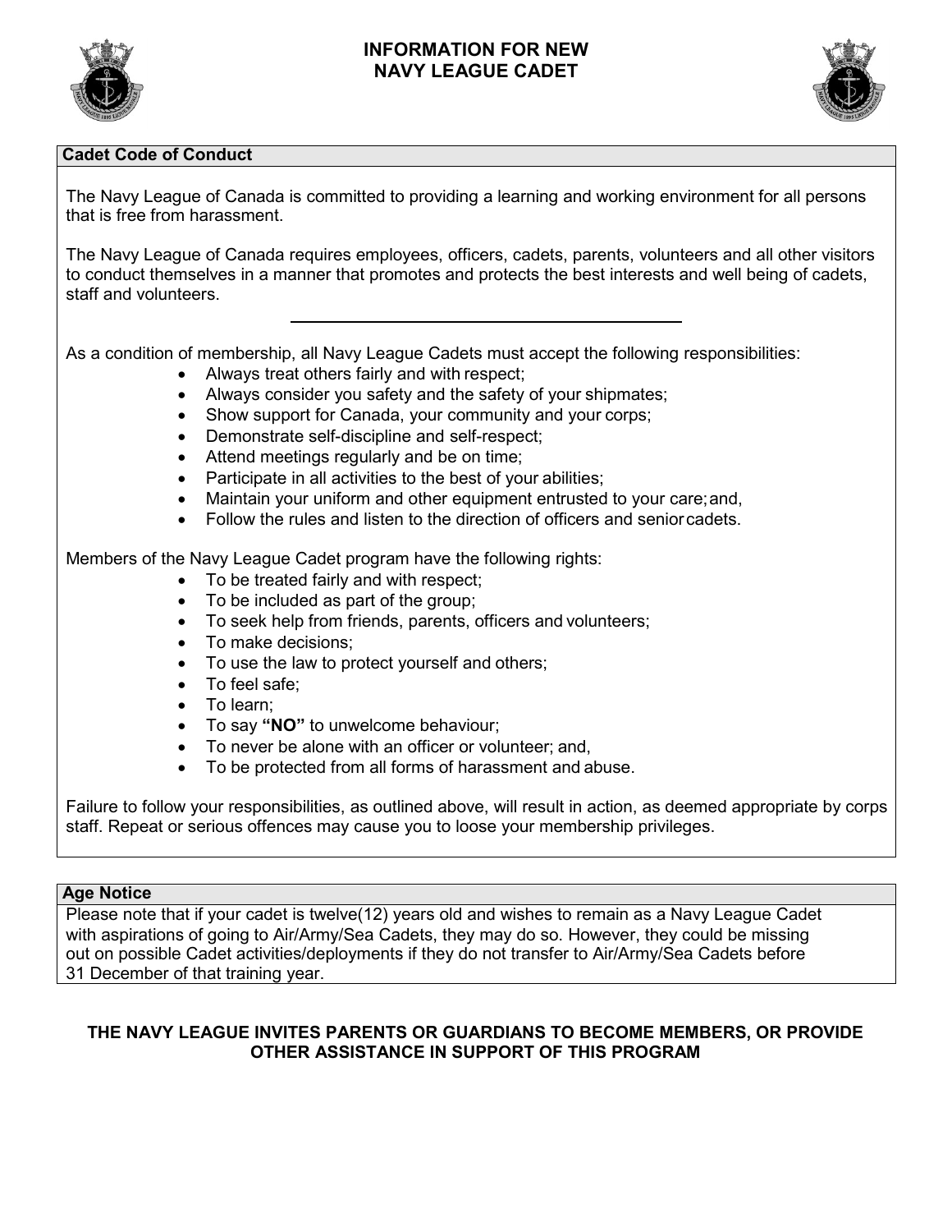# INFORMATION FOR NEW NAVY LEAGUE CADET

## Cadet Code of Conduct

The Navy League of Canada is committed to providing a learning and working environment for all persons that is free from harassment.

The Navy League of Canada requires employees, officers, cadets, parents, volunteers and all other visitors to conduct themselves in a manner that promotes and protects the best interests and well being of cadets, staff and volunteers.

---

As a condition of membership, all Navy League Cadets must accept the following responsibilities:

- Always treat others fairly and with respect;
- Always consider you safety and the safety of your shipmates;
- Show support for Canada, your community and your corps;
- Demonstrate self-discipline and self-respect;
- Attend meetings regularly and be on time;
- Participate in all activities to the best of your abilities;
- Maintain your uniform and other equipment entrusted to your care; and,
- Follow the rules and listen to the direction of officers and senior cadets.

Members of the Navy League Cadet program have the following rights:

- To be treated fairly and with respect;
- To be included as part of the group;
- To seek help from friends, parents, officers and volunteers;
- To make decisions;
- To use the law to protect yourself and others;
- To feel safe;
- To learn;
- To say **"NO"** to unwelcome behaviour;
- To never be alone with an officer or volunteer; and,
- To be protected from all forms of harassment and abuse.

Failure to follow your responsibilities, as outlined above, will result in action, as deemed appropriate by corps staff. Repeat or serious offences may cause you to loose your membership privileges.

## Age Notice

Please note that if your cadet is twelve(12) years old and wishes to remain as a Navy League Cadet with aspirations of going to Air/Army/Sea Cadets, they may do so. However, they could be missing out on possible Cadet activities/deployments if they do not transfer to Air/Army/Sea Cadets before 31 December of that training year.

**THE NAVY LEAGUE INVITES PARENTS OR GUARDIANS TO BECOME MEMBERS, OR PROVIDE OTHER ASSISTANCE IN SUPPORT OF THIS PROGRAM**